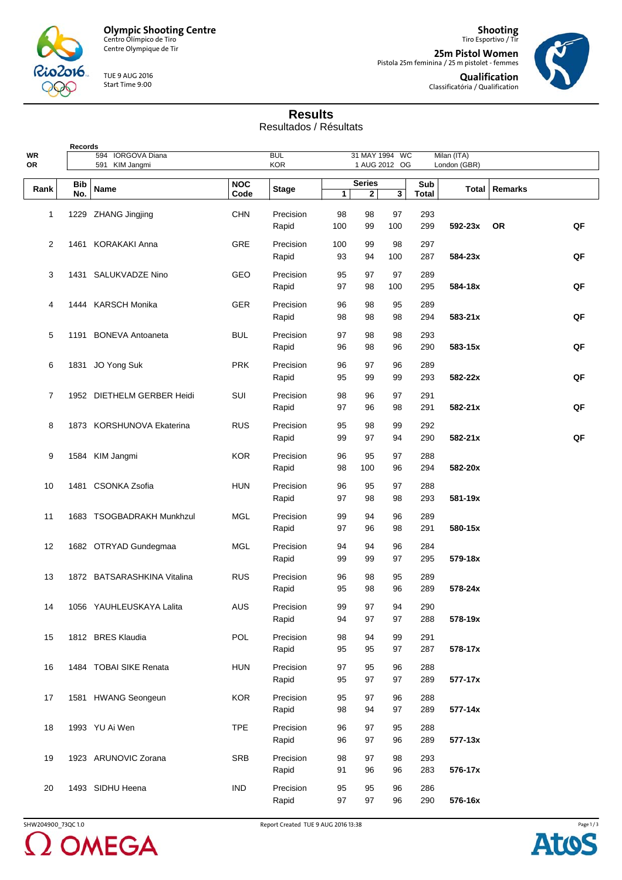**Olympic Shooting Centre**
Centro Olímpico de Tiro
Centre Olympique de Tir

TUE 9 AUG 2016
Start Time 9:00

**Shooting**
Tiro Esportivo / Tir

**25m Pistol Women**
Pistola 25m feminina / 25 m pistolet - femmes

**Qualification**
Classificatória / Qualification

# Results
Resultados / Résultats

| | Records | | | | | |
|---|---|---|---|---|---|---|
| WR | 594 | IORGOVA Diana | BUL | 31 MAY 1994 | WC | Milan (ITA) |
| OR | 591 | KIM Jangmi | KOR | 1 AUG 2012 | OG | London (GBR) |

| Rank | Bib No. | Name | NOC Code | Stage | Series 1 | Series 2 | Series 3 | Sub Total | Total | Remarks | |
|---|---|---|---|---|---|---|---|---|---|---|---|
| 1 | 1229 | ZHANG Jingjing | CHN | Precision | 98 | 98 | 97 | 293 | | | |
| | | | | Rapid | 100 | 99 | 100 | 299 | 592-23x | OR | QF |
| 2 | 1461 | KORAKAKI Anna | GRE | Precision | 100 | 99 | 98 | 297 | | | |
| | | | | Rapid | 93 | 94 | 100 | 287 | 584-23x | | QF |
| 3 | 1431 | SALUKVADZE Nino | GEO | Precision | 95 | 97 | 97 | 289 | | | |
| | | | | Rapid | 97 | 98 | 100 | 295 | 584-18x | | QF |
| 4 | 1444 | KARSCH Monika | GER | Precision | 96 | 98 | 95 | 289 | | | |
| | | | | Rapid | 98 | 98 | 98 | 294 | 583-21x | | QF |
| 5 | 1191 | BONEVA Antoaneta | BUL | Precision | 97 | 98 | 98 | 293 | | | |
| | | | | Rapid | 96 | 98 | 96 | 290 | 583-15x | | QF |
| 6 | 1831 | JO Yong Suk | PRK | Precision | 96 | 97 | 96 | 289 | | | |
| | | | | Rapid | 95 | 99 | 99 | 293 | 582-22x | | QF |
| 7 | 1952 | DIETHELM GERBER Heidi | SUI | Precision | 98 | 96 | 97 | 291 | | | |
| | | | | Rapid | 97 | 96 | 98 | 291 | 582-21x | | QF |
| 8 | 1873 | KORSHUNOVA Ekaterina | RUS | Precision | 95 | 98 | 99 | 292 | | | |
| | | | | Rapid | 99 | 97 | 94 | 290 | 582-21x | | QF |
| 9 | 1584 | KIM Jangmi | KOR | Precision | 96 | 95 | 97 | 288 | | | |
| | | | | Rapid | 98 | 100 | 96 | 294 | 582-20x | | |
| 10 | 1481 | CSONKA Zsofia | HUN | Precision | 96 | 95 | 97 | 288 | | | |
| | | | | Rapid | 97 | 98 | 98 | 293 | 581-19x | | |
| 11 | 1683 | TSOGBADRAKH Munkhzul | MGL | Precision | 99 | 94 | 96 | 289 | | | |
| | | | | Rapid | 97 | 96 | 98 | 291 | 580-15x | | |
| 12 | 1682 | OTRYAD Gundegmaa | MGL | Precision | 94 | 94 | 96 | 284 | | | |
| | | | | Rapid | 99 | 99 | 97 | 295 | 579-18x | | |
| 13 | 1872 | BATSARASHKINA Vitalina | RUS | Precision | 96 | 98 | 95 | 289 | | | |
| | | | | Rapid | 95 | 98 | 96 | 289 | 578-24x | | |
| 14 | 1056 | YAUHLEUSKAYA Lalita | AUS | Precision | 99 | 97 | 94 | 290 | | | |
| | | | | Rapid | 94 | 97 | 97 | 288 | 578-19x | | |
| 15 | 1812 | BRES Klaudia | POL | Precision | 98 | 94 | 99 | 291 | | | |
| | | | | Rapid | 95 | 95 | 97 | 287 | 578-17x | | |
| 16 | 1484 | TOBAI SIKE Renata | HUN | Precision | 97 | 95 | 96 | 288 | | | |
| | | | | Rapid | 95 | 97 | 97 | 289 | 577-17x | | |
| 17 | 1581 | HWANG Seongeun | KOR | Precision | 95 | 97 | 96 | 288 | | | |
| | | | | Rapid | 98 | 94 | 97 | 289 | 577-14x | | |
| 18 | 1993 | YU Ai Wen | TPE | Precision | 96 | 97 | 95 | 288 | | | |
| | | | | Rapid | 96 | 97 | 96 | 289 | 577-13x | | |
| 19 | 1923 | ARUNOVIC Zorana | SRB | Precision | 98 | 97 | 98 | 293 | | | |
| | | | | Rapid | 91 | 96 | 96 | 283 | 576-17x | | |
| 20 | 1493 | SIDHU Heena | IND | Precision | 95 | 95 | 96 | 286 | | | |
| | | | | Rapid | 97 | 97 | 96 | 290 | 576-16x | | |

SHW204900_73QC 1.0 Report Created TUE 9 AUG 2016 13:38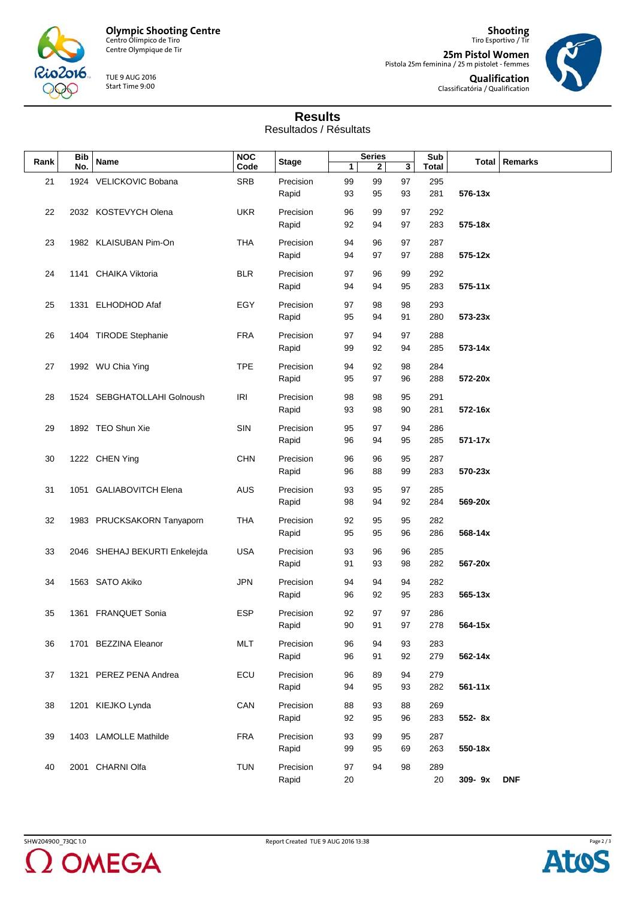# Results

Resultados / Résultats

| Rank | Bib No. | Name | NOC Code | Stage | Series 1 | Series 2 | Series 3 | Sub Total | Total | Remarks |
|---|---|---|---|---|---|---|---|---|---|---|
| 21 | 1924 | VELICKOVIC Bobana | SRB | Precision | 99 | 99 | 97 | 295 | | |
| | | | | Rapid | 93 | 95 | 93 | 281 | **576-13x** | |
| 22 | 2032 | KOSTEVYCH Olena | UKR | Precision | 96 | 99 | 97 | 292 | | |
| | | | | Rapid | 92 | 94 | 97 | 283 | **575-18x** | |
| 23 | 1982 | KLAISUBAN Pim-On | THA | Precision | 94 | 96 | 97 | 287 | | |
| | | | | Rapid | 94 | 97 | 97 | 288 | **575-12x** | |
| 24 | 1141 | CHAIKA Viktoria | BLR | Precision | 97 | 96 | 99 | 292 | | |
| | | | | Rapid | 94 | 94 | 95 | 283 | **575-11x** | |
| 25 | 1331 | ELHODHOD Afaf | EGY | Precision | 97 | 98 | 98 | 293 | | |
| | | | | Rapid | 95 | 94 | 91 | 280 | **573-23x** | |
| 26 | 1404 | TIRODE Stephanie | FRA | Precision | 97 | 94 | 97 | 288 | | |
| | | | | Rapid | 99 | 92 | 94 | 285 | **573-14x** | |
| 27 | 1992 | WU Chia Ying | TPE | Precision | 94 | 92 | 98 | 284 | | |
| | | | | Rapid | 95 | 97 | 96 | 288 | **572-20x** | |
| 28 | 1524 | SEBGHATOLLAHI Golnoush | IRI | Precision | 98 | 98 | 95 | 291 | | |
| | | | | Rapid | 93 | 98 | 90 | 281 | **572-16x** | |
| 29 | 1892 | TEO Shun Xie | SIN | Precision | 95 | 97 | 94 | 286 | | |
| | | | | Rapid | 96 | 94 | 95 | 285 | **571-17x** | |
| 30 | 1222 | CHEN Ying | CHN | Precision | 96 | 96 | 95 | 287 | | |
| | | | | Rapid | 96 | 88 | 99 | 283 | **570-23x** | |
| 31 | 1051 | GALIABOVITCH Elena | AUS | Precision | 93 | 95 | 97 | 285 | | |
| | | | | Rapid | 98 | 94 | 92 | 284 | **569-20x** | |
| 32 | 1983 | PRUCKSAKORN Tanyaporn | THA | Precision | 92 | 95 | 95 | 282 | | |
| | | | | Rapid | 95 | 95 | 96 | 286 | **568-14x** | |
| 33 | 2046 | SHEHAJ BEKURTI Enkelejda | USA | Precision | 93 | 96 | 96 | 285 | | |
| | | | | Rapid | 91 | 93 | 98 | 282 | **567-20x** | |
| 34 | 1563 | SATO Akiko | JPN | Precision | 94 | 94 | 94 | 282 | | |
| | | | | Rapid | 96 | 92 | 95 | 283 | **565-13x** | |
| 35 | 1361 | FRANQUET Sonia | ESP | Precision | 92 | 97 | 97 | 286 | | |
| | | | | Rapid | 90 | 91 | 97 | 278 | **564-15x** | |
| 36 | 1701 | BEZZINA Eleanor | MLT | Precision | 96 | 94 | 93 | 283 | | |
| | | | | Rapid | 96 | 91 | 92 | 279 | **562-14x** | |
| 37 | 1321 | PEREZ PENA Andrea | ECU | Precision | 96 | 89 | 94 | 279 | | |
| | | | | Rapid | 94 | 95 | 93 | 282 | **561-11x** | |
| 38 | 1201 | KIEJKO Lynda | CAN | Precision | 88 | 93 | 88 | 269 | | |
| | | | | Rapid | 92 | 95 | 96 | 283 | **552- 8x** | |
| 39 | 1403 | LAMOLLE Mathilde | FRA | Precision | 93 | 99 | 95 | 287 | | |
| | | | | Rapid | 99 | 95 | 69 | 263 | **550-18x** | |
| 40 | 2001 | CHARNI Olfa | TUN | Precision | 97 | 94 | 98 | 289 | | |
| | | | | Rapid | 20 | | | 20 | **309- 9x** | **DNF** |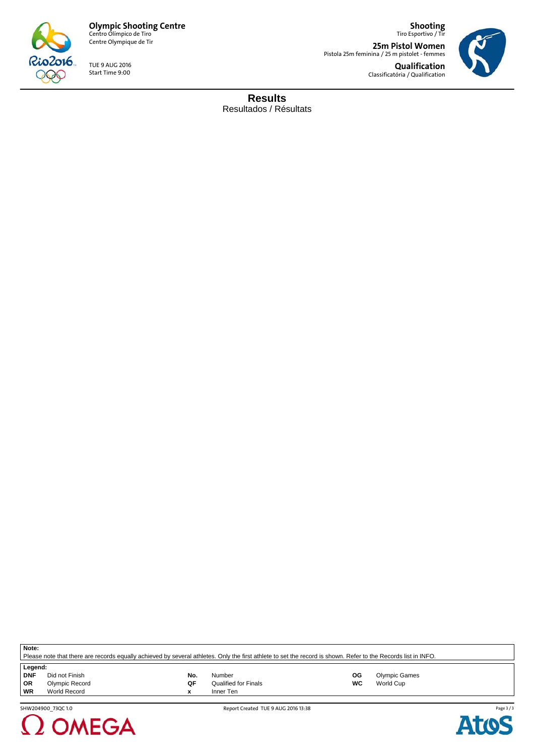# Results

Resultados / Résultats

**Note:**

Please note that there are records equally achieved by several athletes. Only the first athlete to set the record is shown. Refer to the Records list in INFO.

**Legend:**

| | | | | | |
|---|---|---|---|---|---|
| **DNF** | Did not Finish | **No.** | Number | **OG** | Olympic Games |
| **OR** | Olympic Record | **QF** | Qualified for Finals | **WC** | World Cup |
| **WR** | World Record | **x** | Inner Ten | | |